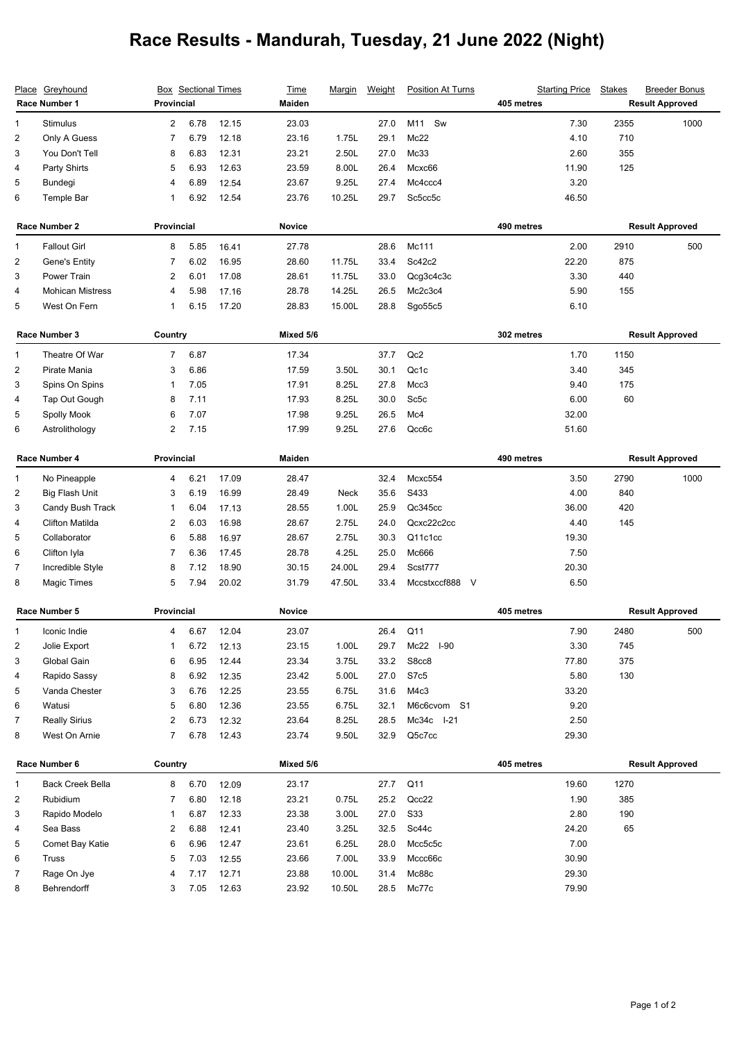# Race Results - Mandurah, Tuesday, 21 June 2022 (Night)

| Place | Greyhound | Box | Sectional Times | | Time | Margin | Weight | Position At Turns | Starting Price | Stakes | Breeder Bonus |
|---|---|---|---|---|---|---|---|---|---|---|---|
| **Race Number 1** | | **Provincial** | | | **Maiden** | | | **405 metres** | | **Result Approved** | |
| 1 | Stimulus | 2 | 6.78 | 12.15 | 23.03 | | 27.0 | M11 Sw | 7.30 | 2355 | 1000 |
| 2 | Only A Guess | 7 | 6.79 | 12.18 | 23.16 | 1.75L | 29.1 | Mc22 | 4.10 | 710 | |
| 3 | You Don't Tell | 8 | 6.83 | 12.31 | 23.21 | 2.50L | 27.0 | Mc33 | 2.60 | 355 | |
| 4 | Party Shirts | 5 | 6.93 | 12.63 | 23.59 | 8.00L | 26.4 | Mcxc66 | 11.90 | 125 | |
| 5 | Bundegi | 4 | 6.89 | 12.54 | 23.67 | 9.25L | 27.4 | Mc4ccc4 | 3.20 | | |
| 6 | Temple Bar | 1 | 6.92 | 12.54 | 23.76 | 10.25L | 29.7 | Sc5cc5c | 46.50 | | |
| **Race Number 2** | | **Provincial** | | | **Novice** | | | **490 metres** | | **Result Approved** | |
| 1 | Fallout Girl | 8 | 5.85 | 16.41 | 27.78 | | 28.6 | Mc111 | 2.00 | 2910 | 500 |
| 2 | Gene's Entity | 7 | 6.02 | 16.95 | 28.60 | 11.75L | 33.4 | Sc42c2 | 22.20 | 875 | |
| 3 | Power Train | 2 | 6.01 | 17.08 | 28.61 | 11.75L | 33.0 | Qcg3c4c3c | 3.30 | 440 | |
| 4 | Mohican Mistress | 4 | 5.98 | 17.16 | 28.78 | 14.25L | 26.5 | Mc2c3c4 | 5.90 | 155 | |
| 5 | West On Fern | 1 | 6.15 | 17.20 | 28.83 | 15.00L | 28.8 | Sgo55c5 | 6.10 | | |
| **Race Number 3** | | **Country** | | | **Mixed 5/6** | | | **302 metres** | | **Result Approved** | |
| 1 | Theatre Of War | 7 | 6.87 | | 17.34 | | 37.7 | Qc2 | 1.70 | 1150 | |
| 2 | Pirate Mania | 3 | 6.86 | | 17.59 | 3.50L | 30.1 | Qc1c | 3.40 | 345 | |
| 3 | Spins On Spins | 1 | 7.05 | | 17.91 | 8.25L | 27.8 | Mcc3 | 9.40 | 175 | |
| 4 | Tap Out Gough | 8 | 7.11 | | 17.93 | 8.25L | 30.0 | Sc5c | 6.00 | 60 | |
| 5 | Spolly Mook | 6 | 7.07 | | 17.98 | 9.25L | 26.5 | Mc4 | 32.00 | | |
| 6 | Astrolithology | 2 | 7.15 | | 17.99 | 9.25L | 27.6 | Qcc6c | 51.60 | | |
| **Race Number 4** | | **Provincial** | | | **Maiden** | | | **490 metres** | | **Result Approved** | |
| 1 | No Pineapple | 4 | 6.21 | 17.09 | 28.47 | | 32.4 | Mcxc554 | 3.50 | 2790 | 1000 |
| 2 | Big Flash Unit | 3 | 6.19 | 16.99 | 28.49 | Neck | 35.6 | S433 | 4.00 | 840 | |
| 3 | Candy Bush Track | 1 | 6.04 | 17.13 | 28.55 | 1.00L | 25.9 | Qc345cc | 36.00 | 420 | |
| 4 | Clifton Matilda | 2 | 6.03 | 16.98 | 28.67 | 2.75L | 24.0 | Qcxc22c2cc | 4.40 | 145 | |
| 5 | Collaborator | 6 | 5.88 | 16.97 | 28.67 | 2.75L | 30.3 | Q11c1cc | 19.30 | | |
| 6 | Clifton Iyla | 7 | 6.36 | 17.45 | 28.78 | 4.25L | 25.0 | Mc666 | 7.50 | | |
| 7 | Incredible Style | 8 | 7.12 | 18.90 | 30.15 | 24.00L | 29.4 | Scst777 | 20.30 | | |
| 8 | Magic Times | 5 | 7.94 | 20.02 | 31.79 | 47.50L | 33.4 | Mccstxccf888 V | 6.50 | | |
| **Race Number 5** | | **Provincial** | | | **Novice** | | | **405 metres** | | **Result Approved** | |
| 1 | Iconic Indie | 4 | 6.67 | 12.04 | 23.07 | | 26.4 | Q11 | 7.90 | 2480 | 500 |
| 2 | Jolie Export | 1 | 6.72 | 12.13 | 23.15 | 1.00L | 29.7 | Mc22 I-90 | 3.30 | 745 | |
| 3 | Global Gain | 6 | 6.95 | 12.44 | 23.34 | 3.75L | 33.2 | S8cc8 | 77.80 | 375 | |
| 4 | Rapido Sassy | 8 | 6.92 | 12.35 | 23.42 | 5.00L | 27.0 | S7c5 | 5.80 | 130 | |
| 5 | Vanda Chester | 3 | 6.76 | 12.25 | 23.55 | 6.75L | 31.6 | M4c3 | 33.20 | | |
| 6 | Watusi | 5 | 6.80 | 12.36 | 23.55 | 6.75L | 32.1 | M6c6cvom S1 | 9.20 | | |
| 7 | Really Sirius | 2 | 6.73 | 12.32 | 23.64 | 8.25L | 28.5 | Mc34c I-21 | 2.50 | | |
| 8 | West On Arnie | 7 | 6.78 | 12.43 | 23.74 | 9.50L | 32.9 | Q5c7cc | 29.30 | | |
| **Race Number 6** | | **Country** | | | **Mixed 5/6** | | | **405 metres** | | **Result Approved** | |
| 1 | Back Creek Bella | 8 | 6.70 | 12.09 | 23.17 | | 27.7 | Q11 | 19.60 | 1270 | |
| 2 | Rubidium | 7 | 6.80 | 12.18 | 23.21 | 0.75L | 25.2 | Qcc22 | 1.90 | 385 | |
| 3 | Rapido Modelo | 1 | 6.87 | 12.33 | 23.38 | 3.00L | 27.0 | S33 | 2.80 | 190 | |
| 4 | Sea Bass | 2 | 6.88 | 12.41 | 23.40 | 3.25L | 32.5 | Sc44c | 24.20 | 65 | |
| 5 | Comet Bay Katie | 6 | 6.96 | 12.47 | 23.61 | 6.25L | 28.0 | Mcc5c5c | 7.00 | | |
| 6 | Truss | 5 | 7.03 | 12.55 | 23.66 | 7.00L | 33.9 | Mccc66c | 30.90 | | |
| 7 | Rage On Jye | 4 | 7.17 | 12.71 | 23.88 | 10.00L | 31.4 | Mc88c | 29.30 | | |
| 8 | Behrendorff | 3 | 7.05 | 12.63 | 23.92 | 10.50L | 28.5 | Mc77c | 79.90 | | |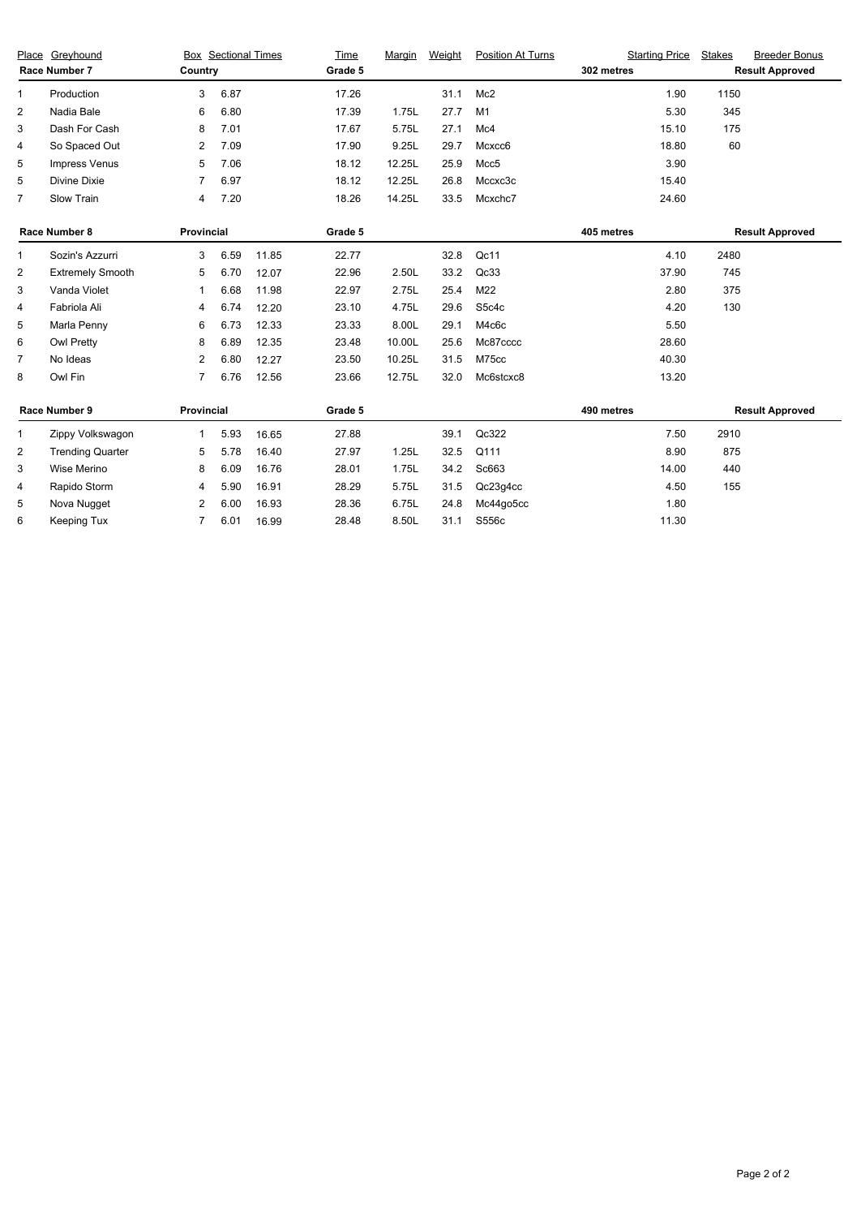| Place | Greyhound | Box | Sectional Times | | Time | Margin | Weight | Position At Turns | Starting Price | Stakes | Breeder Bonus |
|---|---|---|---|---|---|---|---|---|---|---|---|
| **Race Number 7** | | **Country** | | | **Grade 5** | | | **302 metres** | | **Result Approved** | |
| 1 | Production | 3 | 6.87 | | 17.26 | | 31.1 | Mc2 | 1.90 | 1150 | |
| 2 | Nadia Bale | 6 | 6.80 | | 17.39 | 1.75L | 27.7 | M1 | 5.30 | 345 | |
| 3 | Dash For Cash | 8 | 7.01 | | 17.67 | 5.75L | 27.1 | Mc4 | 15.10 | 175 | |
| 4 | So Spaced Out | 2 | 7.09 | | 17.90 | 9.25L | 29.7 | Mcxcc6 | 18.80 | 60 | |
| 5 | Impress Venus | 5 | 7.06 | | 18.12 | 12.25L | 25.9 | Mcc5 | 3.90 | | |
| 5 | Divine Dixie | 7 | 6.97 | | 18.12 | 12.25L | 26.8 | Mccxc3c | 15.40 | | |
| 7 | Slow Train | 4 | 7.20 | | 18.26 | 14.25L | 33.5 | Mcxchc7 | 24.60 | | |
| **Race Number 8** | | **Provincial** | | | **Grade 5** | | | **405 metres** | | **Result Approved** | |
| 1 | Sozin's Azzurri | 3 | 6.59 | 11.85 | 22.77 | | 32.8 | Qc11 | 4.10 | 2480 | |
| 2 | Extremely Smooth | 5 | 6.70 | 12.07 | 22.96 | 2.50L | 33.2 | Qc33 | 37.90 | 745 | |
| 3 | Vanda Violet | 1 | 6.68 | 11.98 | 22.97 | 2.75L | 25.4 | M22 | 2.80 | 375 | |
| 4 | Fabriola Ali | 4 | 6.74 | 12.20 | 23.10 | 4.75L | 29.6 | S5c4c | 4.20 | 130 | |
| 5 | Marla Penny | 6 | 6.73 | 12.33 | 23.33 | 8.00L | 29.1 | M4c6c | 5.50 | | |
| 6 | Owl Pretty | 8 | 6.89 | 12.35 | 23.48 | 10.00L | 25.6 | Mc87cccc | 28.60 | | |
| 7 | No Ideas | 2 | 6.80 | 12.27 | 23.50 | 10.25L | 31.5 | M75cc | 40.30 | | |
| 8 | Owl Fin | 7 | 6.76 | 12.56 | 23.66 | 12.75L | 32.0 | Mc6stcxc8 | 13.20 | | |
| **Race Number 9** | | **Provincial** | | | **Grade 5** | | | **490 metres** | | **Result Approved** | |
| 1 | Zippy Volkswagon | 1 | 5.93 | 16.65 | 27.88 | | 39.1 | Qc322 | 7.50 | 2910 | |
| 2 | Trending Quarter | 5 | 5.78 | 16.40 | 27.97 | 1.25L | 32.5 | Q111 | 8.90 | 875 | |
| 3 | Wise Merino | 8 | 6.09 | 16.76 | 28.01 | 1.75L | 34.2 | Sc663 | 14.00 | 440 | |
| 4 | Rapido Storm | 4 | 5.90 | 16.91 | 28.29 | 5.75L | 31.5 | Qc23g4cc | 4.50 | 155 | |
| 5 | Nova Nugget | 2 | 6.00 | 16.93 | 28.36 | 6.75L | 24.8 | Mc44go5cc | 1.80 | | |
| 6 | Keeping Tux | 7 | 6.01 | 16.99 | 28.48 | 8.50L | 31.1 | S556c | 11.30 | | |